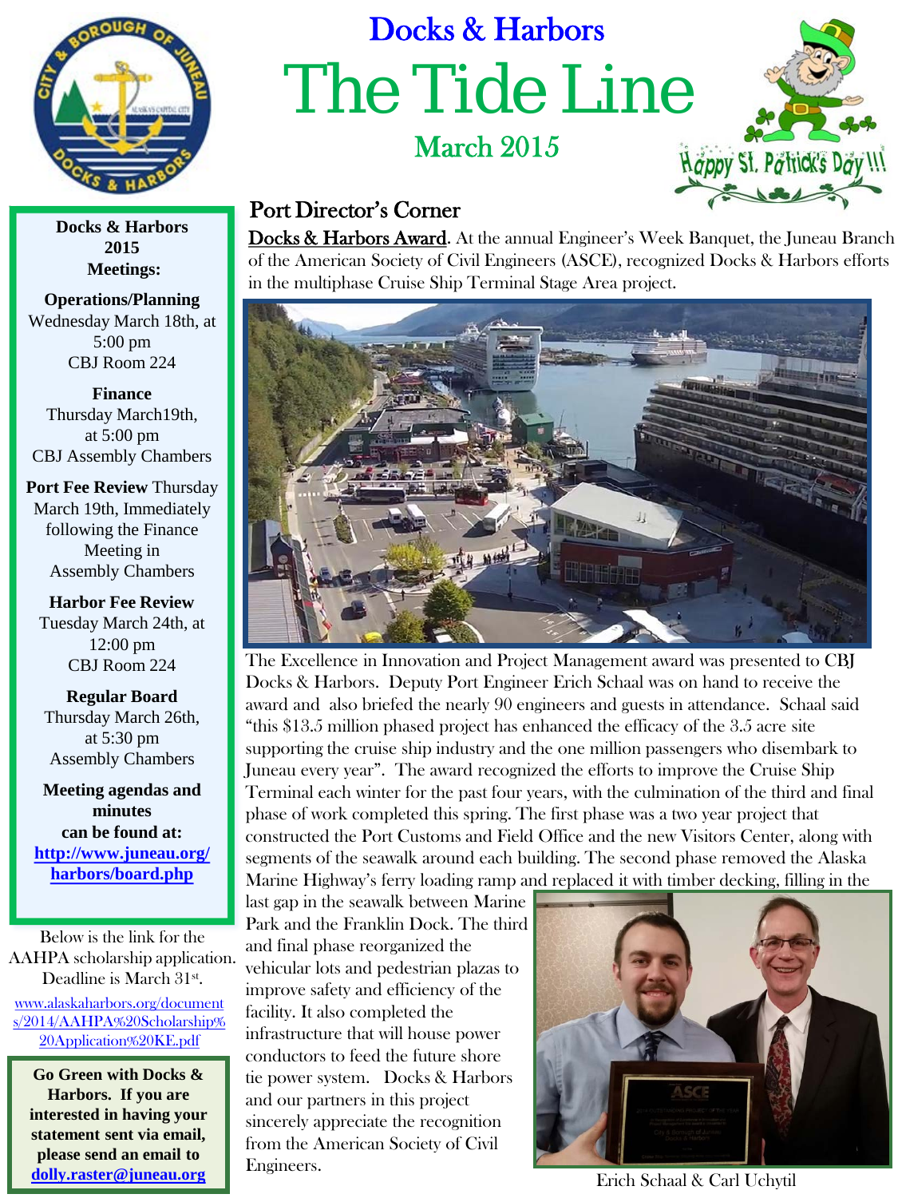# Docks & Harbors

# The Tide Line

## March 2015

Happy St. Patrick's Day!!!

## Port Director's Corner

**Docks & Harbors Award**. At the annual Engineer's Week Banquet, the Juneau Branch of the American Society of Civil Engineers (ASCE), recognized Docks & Harbors efforts in the multiphase Cruise Ship Terminal Stage Area project.

The Excellence in Innovation and Project Management award was presented to CBJ Docks & Harbors. Deputy Port Engineer Erich Schaal was on hand to receive the award and also briefed the nearly 90 engineers and guests in attendance. Schaal said "this $13.5 million phased project has enhanced the efficacy of the 3.5 acre site supporting the cruise ship industry and the one million passengers who disembark to Juneau every year". The award recognized the efforts to improve the Cruise Ship Terminal each winter for the past four years, with the culmination of the third and final phase of work completed this spring. The first phase was a two year project that constructed the Port Customs and Field Office and the new Visitors Center, along with segments of the seawalk around each building. The second phase removed the Alaska Marine Highway's ferry loading ramp and replaced it with timber decking, filling in the last gap in the seawalk between Marine Park and the Franklin Dock. The third and final phase reorganized the vehicular lots and pedestrian plazas to improve safety and efficiency of the facility. It also completed the infrastructure that will house power conductors to feed the future shore tie power system. Docks & Harbors and our partners in this project sincerely appreciate the recognition from the American Society of Civil Engineers.

Erich Schaal & Carl Uchytil

---

**Docks & Harbors 2015 Meetings:**

**Operations/Planning**
Wednesday March 18th, at 5:00 pm
CBJ Room 224

**Finance**
Thursday March19th, at 5:00 pm
CBJ Assembly Chambers

**Port Fee Review** Thursday March 19th, Immediately following the Finance Meeting in Assembly Chambers

**Harbor Fee Review**
Tuesday March 24th, at 12:00 pm
CBJ Room 224

**Regular Board**
Thursday March 26th, at 5:30 pm
Assembly Chambers

**Meeting agendas and minutes can be found at:**
**http://www.juneau.org/harbors/board.php**

Below is the link for the AAHPA scholarship application. Deadline is March 31st.

www.alaskaharbors.org/documents/2014/AAHPA%20Scholarship%20Application%20KE.pdf

**Go Green with Docks & Harbors. If you are interested in having your statement sent via email, please send an email to dolly.raster@juneau.org**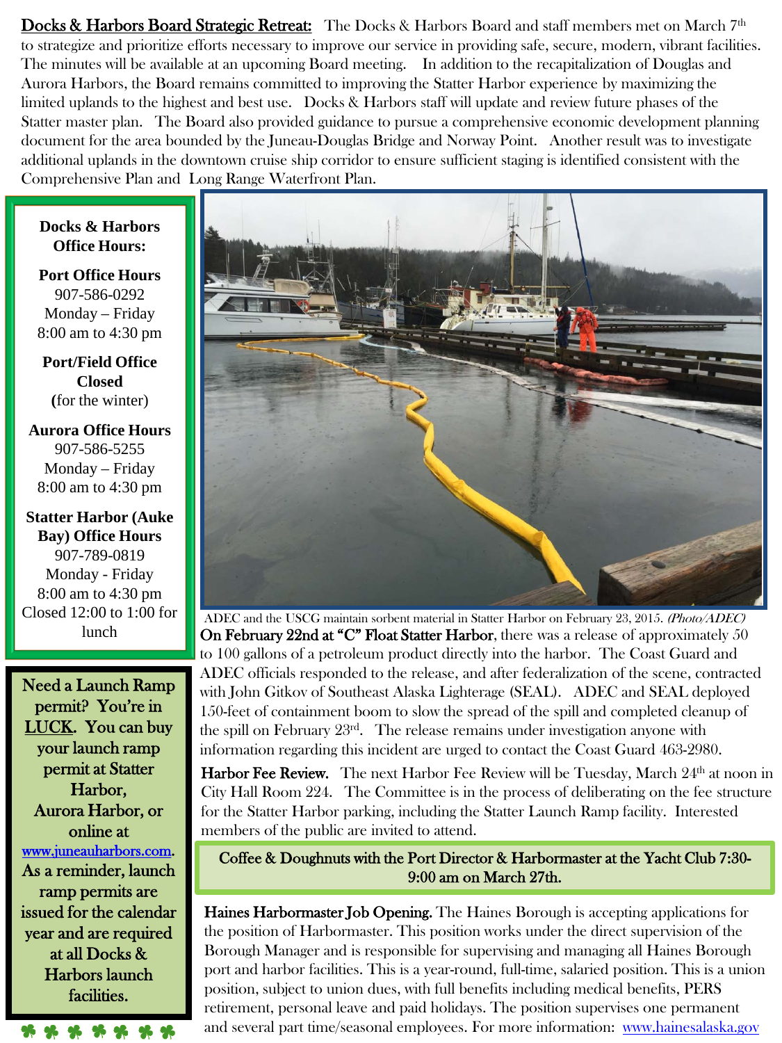**Docks & Harbors Board Strategic Retreat:** The Docks & Harbors Board and staff members met on March 7th to strategize and prioritize efforts necessary to improve our service in providing safe, secure, modern, vibrant facilities. The minutes will be available at an upcoming Board meeting. In addition to the recapitalization of Douglas and Aurora Harbors, the Board remains committed to improving the Statter Harbor experience by maximizing the limited uplands to the highest and best use. Docks & Harbors staff will update and review future phases of the Statter master plan. The Board also provided guidance to pursue a comprehensive economic development planning document for the area bounded by the Juneau-Douglas Bridge and Norway Point. Another result was to investigate additional uplands in the downtown cruise ship corridor to ensure sufficient staging is identified consistent with the Comprehensive Plan and Long Range Waterfront Plan.

**Docks & Harbors Office Hours:**

**Port Office Hours**
907-586-0292
Monday – Friday
8:00 am to 4:30 pm

**Port/Field Office Closed**
(for the winter)

**Aurora Office Hours**
907-586-5255
Monday – Friday
8:00 am to 4:30 pm

**Statter Harbor (Auke Bay) Office Hours**
907-789-0819
Monday - Friday
8:00 am to 4:30 pm
Closed 12:00 to 1:00 for lunch

Need a Launch Ramp permit? You're in LUCK. You can buy your launch ramp permit at Statter Harbor, Aurora Harbor, or online at www.juneauharbors.com. As a reminder, launch ramp permits are issued for the calendar year and are required at all Docks & Harbors launch facilities.

ADEC and the USCG maintain sorbent material in Statter Harbor on February 23, 2015. *(Photo/ADEC)*

**On February 22nd at "C" Float Statter Harbor**, there was a release of approximately 50 to 100 gallons of a petroleum product directly into the harbor. The Coast Guard and ADEC officials responded to the release, and after federalization of the scene, contracted with John Gitkov of Southeast Alaska Lighterage (SEAL). ADEC and SEAL deployed 150-feet of containment boom to slow the spread of the spill and completed cleanup of the spill on February 23rd. The release remains under investigation anyone with information regarding this incident are urged to contact the Coast Guard 463-2980.

**Harbor Fee Review.** The next Harbor Fee Review will be Tuesday, March 24th at noon in City Hall Room 224. The Committee is in the process of deliberating on the fee structure for the Statter Harbor parking, including the Statter Launch Ramp facility. Interested members of the public are invited to attend.

Coffee & Doughnuts with the Port Director & Harbormaster at the Yacht Club 7:30-9:00 am on March 27th.

**Haines Harbormaster Job Opening.** The Haines Borough is accepting applications for the position of Harbormaster. This position works under the direct supervision of the Borough Manager and is responsible for supervising and managing all Haines Borough port and harbor facilities. This is a year-round, full-time, salaried position. This is a union position, subject to union dues, with full benefits including medical benefits, PERS retirement, personal leave and paid holidays. The position supervises one permanent and several part time/seasonal employees. For more information: www.hainesalaska.gov